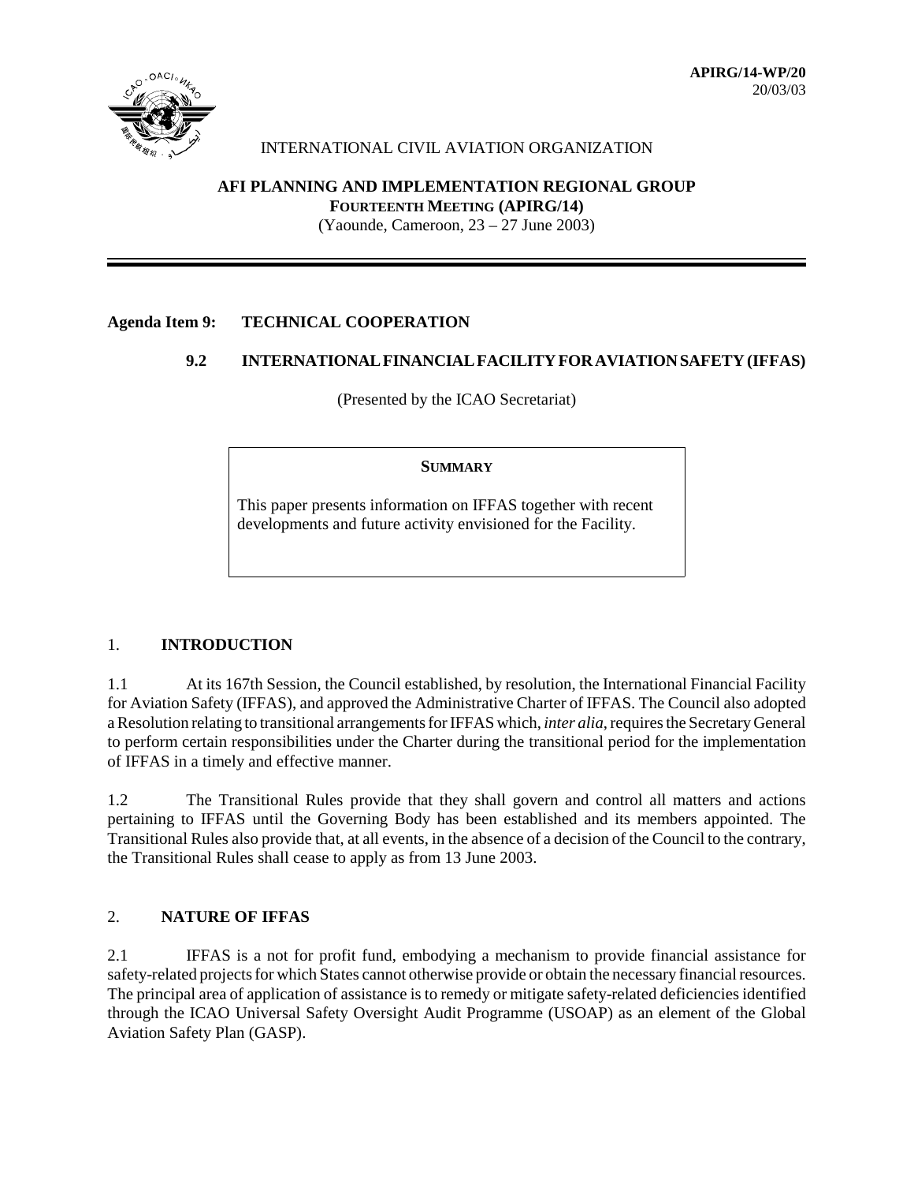**APIRG/14-WP/20**
20/03/03

INTERNATIONAL CIVIL AVIATION ORGANIZATION

**AFI PLANNING AND IMPLEMENTATION REGIONAL GROUP**
**FOURTEENTH MEETING (APIRG/14)**
(Yaounde, Cameroon, 23 – 27 June 2003)

---

**Agenda Item 9: TECHNICAL COOPERATION**

**9.2 INTERNATIONAL FINANCIAL FACILITY FOR AVIATION SAFETY (IFFAS)**

(Presented by the ICAO Secretariat)

> **SUMMARY**
>
> This paper presents information on IFFAS together with recent developments and future activity envisioned for the Facility.

## 1. INTRODUCTION

1.1 At its 167th Session, the Council established, by resolution, the International Financial Facility for Aviation Safety (IFFAS), and approved the Administrative Charter of IFFAS. The Council also adopted a Resolution relating to transitional arrangements for IFFAS which, *inter alia*, requires the Secretary General to perform certain responsibilities under the Charter during the transitional period for the implementation of IFFAS in a timely and effective manner.

1.2 The Transitional Rules provide that they shall govern and control all matters and actions pertaining to IFFAS until the Governing Body has been established and its members appointed. The Transitional Rules also provide that, at all events, in the absence of a decision of the Council to the contrary, the Transitional Rules shall cease to apply as from 13 June 2003.

## 2. NATURE OF IFFAS

2.1 IFFAS is a not for profit fund, embodying a mechanism to provide financial assistance for safety-related projects for which States cannot otherwise provide or obtain the necessary financial resources. The principal area of application of assistance is to remedy or mitigate safety-related deficiencies identified through the ICAO Universal Safety Oversight Audit Programme (USOAP) as an element of the Global Aviation Safety Plan (GASP).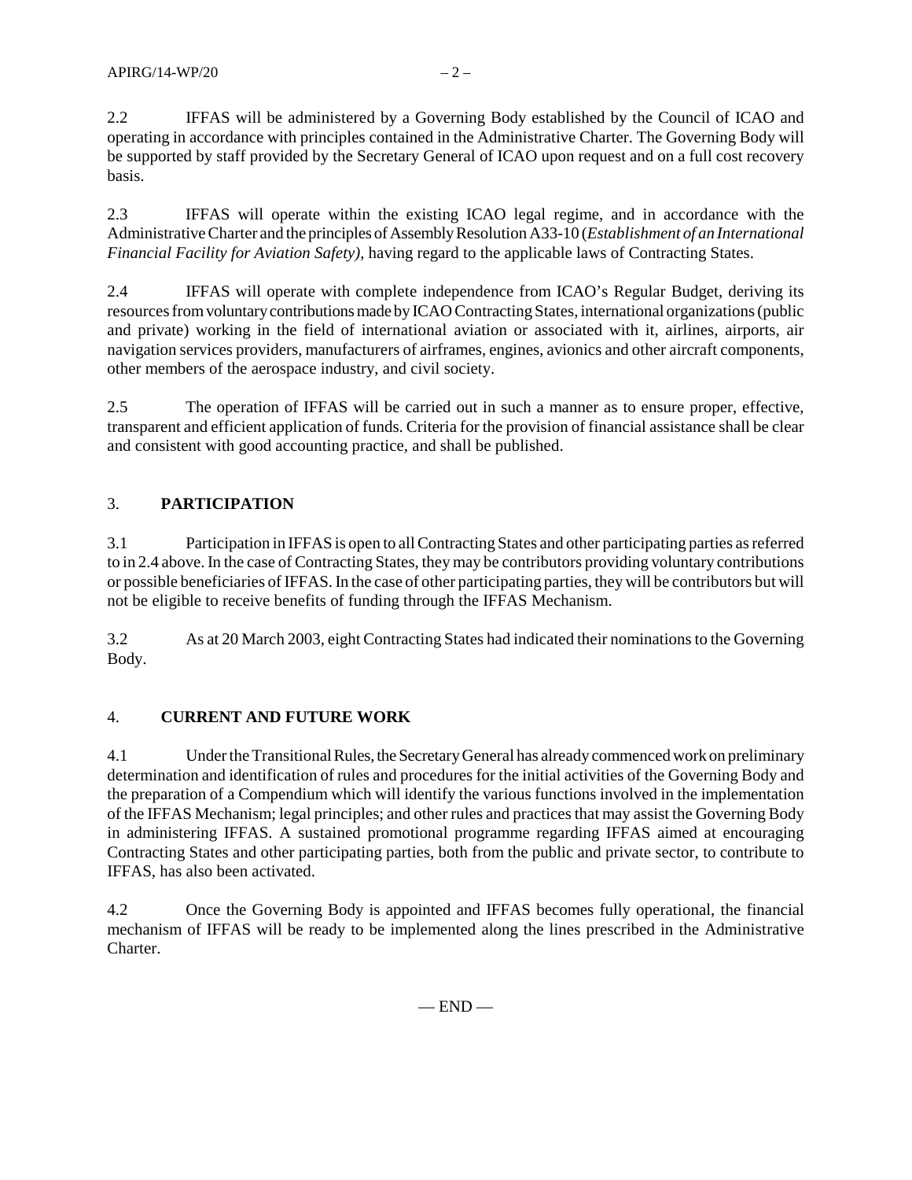2.2 IFFAS will be administered by a Governing Body established by the Council of ICAO and operating in accordance with principles contained in the Administrative Charter. The Governing Body will be supported by staff provided by the Secretary General of ICAO upon request and on a full cost recovery basis.

2.3 IFFAS will operate within the existing ICAO legal regime, and in accordance with the Administrative Charter and the principles of Assembly Resolution A33-10 (*Establishment of an International Financial Facility for Aviation Safety)*, having regard to the applicable laws of Contracting States.

2.4 IFFAS will operate with complete independence from ICAO's Regular Budget, deriving its resources from voluntary contributions made by ICAO Contracting States, international organizations (public and private) working in the field of international aviation or associated with it, airlines, airports, air navigation services providers, manufacturers of airframes, engines, avionics and other aircraft components, other members of the aerospace industry, and civil society.

2.5 The operation of IFFAS will be carried out in such a manner as to ensure proper, effective, transparent and efficient application of funds. Criteria for the provision of financial assistance shall be clear and consistent with good accounting practice, and shall be published.

## 3. PARTICIPATION

3.1 Participation in IFFAS is open to all Contracting States and other participating parties as referred to in 2.4 above. In the case of Contracting States, they may be contributors providing voluntary contributions or possible beneficiaries of IFFAS. In the case of other participating parties, they will be contributors but will not be eligible to receive benefits of funding through the IFFAS Mechanism.

3.2 As at 20 March 2003, eight Contracting States had indicated their nominations to the Governing Body.

## 4. CURRENT AND FUTURE WORK

4.1 Under the Transitional Rules, the Secretary General has already commenced work on preliminary determination and identification of rules and procedures for the initial activities of the Governing Body and the preparation of a Compendium which will identify the various functions involved in the implementation of the IFFAS Mechanism; legal principles; and other rules and practices that may assist the Governing Body in administering IFFAS. A sustained promotional programme regarding IFFAS aimed at encouraging Contracting States and other participating parties, both from the public and private sector, to contribute to IFFAS, has also been activated.

4.2 Once the Governing Body is appointed and IFFAS becomes fully operational, the financial mechanism of IFFAS will be ready to be implemented along the lines prescribed in the Administrative Charter.

— END —